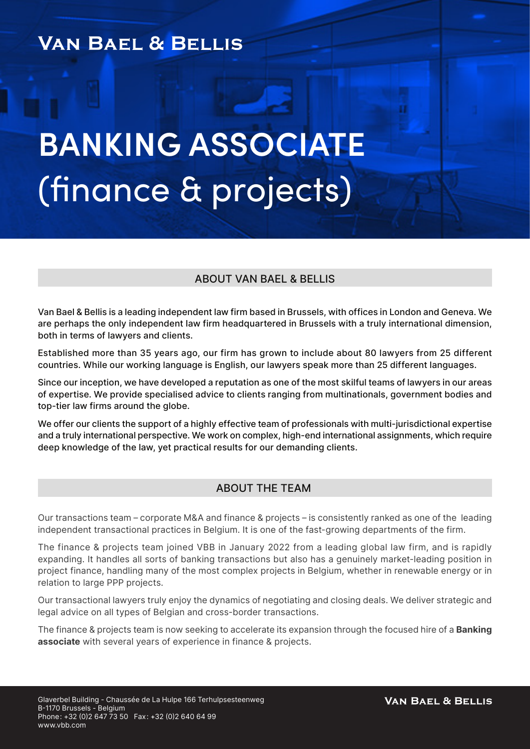Van Bael & Bellis

# BANKING ASSOCIATE (finance & projects)

## ABOUT VAN BAEL & BELLIS

Van Bael & Bellis is a leading independent law firm based in Brussels, with offices in London and Geneva. We are perhaps the only independent law firm headquartered in Brussels with a truly international dimension, both in terms of lawyers and clients.

Established more than 35 years ago, our firm has grown to include about 80 lawyers from 25 different countries. While our working language is English, our lawyers speak more than 25 different languages.

Since our inception, we have developed a reputation as one of the most skilful teams of lawyers in our areas of expertise. We provide specialised advice to clients ranging from multinationals, government bodies and top-tier law firms around the globe.

We offer our clients the support of a highly effective team of professionals with multi-jurisdictional expertise and a truly international perspective. We work on complex, high-end international assignments, which require deep knowledge of the law, yet practical results for our demanding clients.

## ABOUT THE TEAM

Our transactions team – corporate M&A and finance & projects – is consistently ranked as one of the leading independent transactional practices in Belgium. It is one of the fast-growing departments of the firm.

The finance & projects team joined VBB in January 2022 from a leading global law firm, and is rapidly expanding. It handles all sorts of banking transactions but also has a genuinely market-leading position in project finance, handling many of the most complex projects in Belgium, whether in renewable energy or in relation to large PPP projects.

Our transactional lawyers truly enjoy the dynamics of negotiating and closing deals. We deliver strategic and legal advice on all types of Belgian and cross-border transactions.

The finance & projects team is now seeking to accelerate its expansion through the focused hire of a **Banking associate** with several years of experience in finance & projects.

Glaverbel Building - Chaussée de La Hulpe 166 Terhulpsesteenweg
B-1170 Brussels - Belgium
Phone: +32 (0)2 647 73 50 Fax: +32 (0)2 640 64 99
www.vbb.com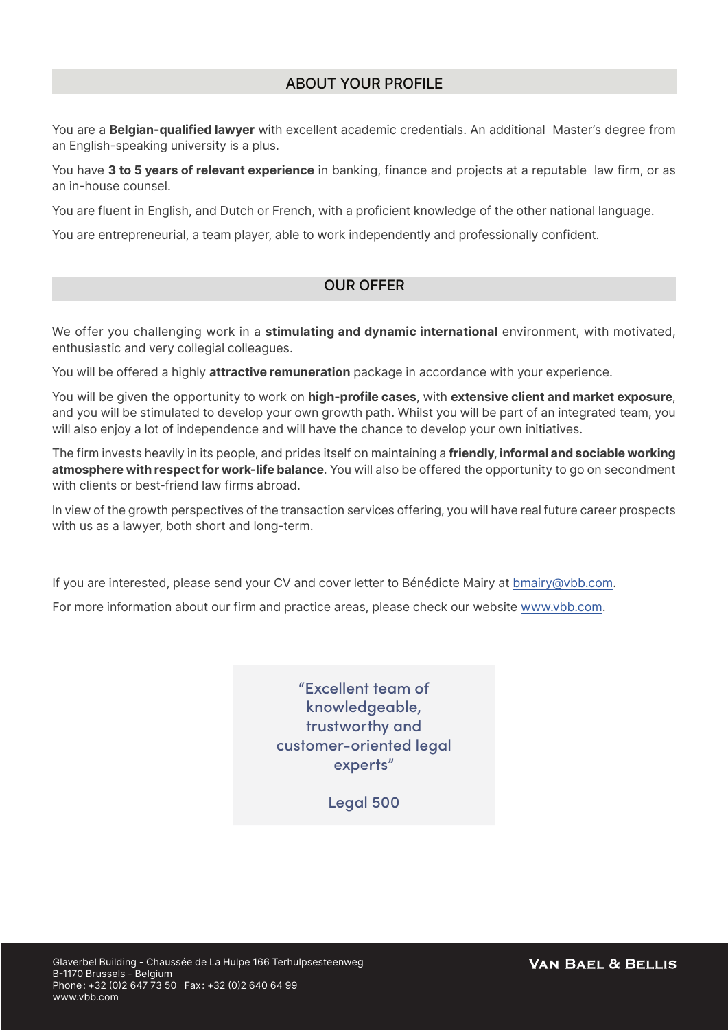## ABOUT YOUR PROFILE

You are a **Belgian-qualified lawyer** with excellent academic credentials. An additional Master's degree from an English-speaking university is a plus.

You have **3 to 5 years of relevant experience** in banking, finance and projects at a reputable law firm, or as an in-house counsel.

You are fluent in English, and Dutch or French, with a proficient knowledge of the other national language.

You are entrepreneurial, a team player, able to work independently and professionally confident.

## OUR OFFER

We offer you challenging work in a **stimulating and dynamic international** environment, with motivated, enthusiastic and very collegial colleagues.

You will be offered a highly **attractive remuneration** package in accordance with your experience.

You will be given the opportunity to work on **high-profile cases**, with **extensive client and market exposure**, and you will be stimulated to develop your own growth path. Whilst you will be part of an integrated team, you will also enjoy a lot of independence and will have the chance to develop your own initiatives.

The firm invests heavily in its people, and prides itself on maintaining a **friendly, informal and sociable working atmosphere with respect for work-life balance**. You will also be offered the opportunity to go on secondment with clients or best-friend law firms abroad.

In view of the growth perspectives of the transaction services offering, you will have real future career prospects with us as a lawyer, both short and long-term.

If you are interested, please send your CV and cover letter to Bénédicte Mairy at bmairy@vbb.com.

For more information about our firm and practice areas, please check our website www.vbb.com.

> "Excellent team of knowledgeable, trustworthy and customer-oriented legal experts"
>
> Legal 500

Glaverbel Building - Chaussée de La Hulpe 166 Terhulpsesteenweg
B-1170 Brussels - Belgium
Phone: +32 (0)2 647 73 50 Fax: +32 (0)2 640 64 99
www.vbb.com

VAN BAEL & BELLIS